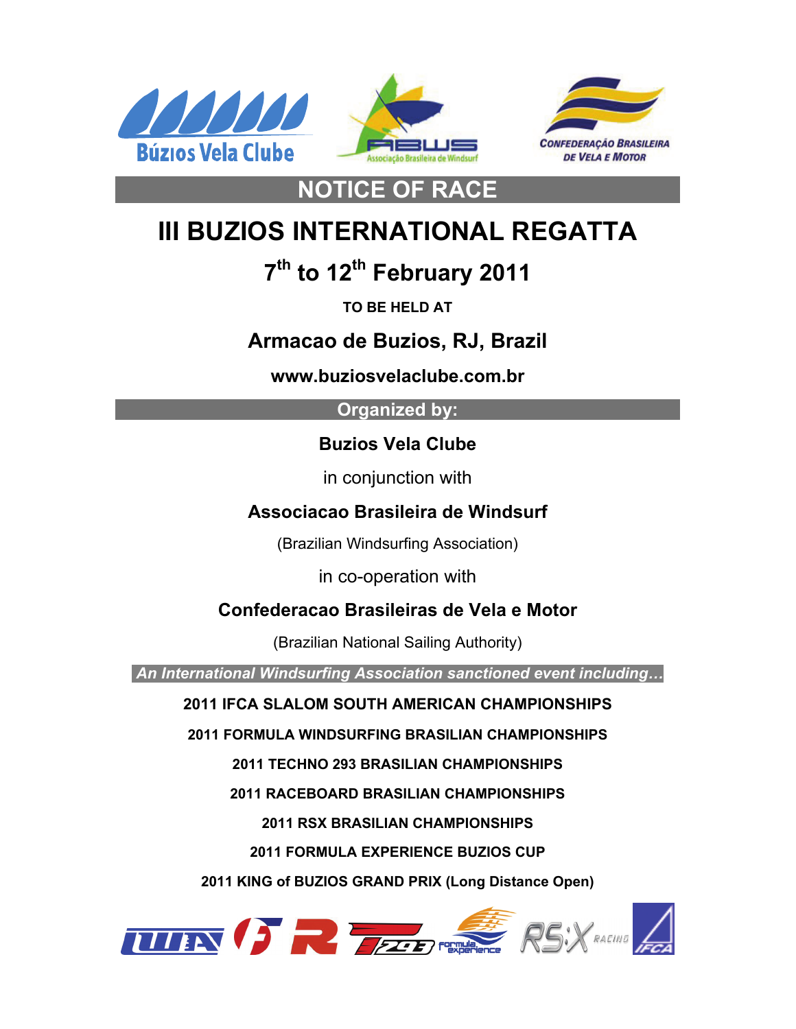# NOTICE OF RACE

# III BUZIOS INTERNATIONAL REGATTA

## 7th to 12th February 2011

**TO BE HELD AT**

## Armacao de Buzios, RJ, Brazil

**www.buziosvelaclube.com.br**

## Organized by:

**Buzios Vela Clube**

in conjunction with

**Associacao Brasileira de Windsurf**

(Brazilian Windsurfing Association)

in co-operation with

**Confederacao Brasileiras de Vela e Motor**

(Brazilian National Sailing Authority)

***An International Windsurfing Association sanctioned event including…***

**2011 IFCA SLALOM SOUTH AMERICAN CHAMPIONSHIPS**

**2011 FORMULA WINDSURFING BRASILIAN CHAMPIONSHIPS**

**2011 TECHNO 293 BRASILIAN CHAMPIONSHIPS**

**2011 RACEBOARD BRASILIAN CHAMPIONSHIPS**

**2011 RSX BRASILIAN CHAMPIONSHIPS**

**2011 FORMULA EXPERIENCE BUZIOS CUP**

**2011 KING of BUZIOS GRAND PRIX (Long Distance Open)**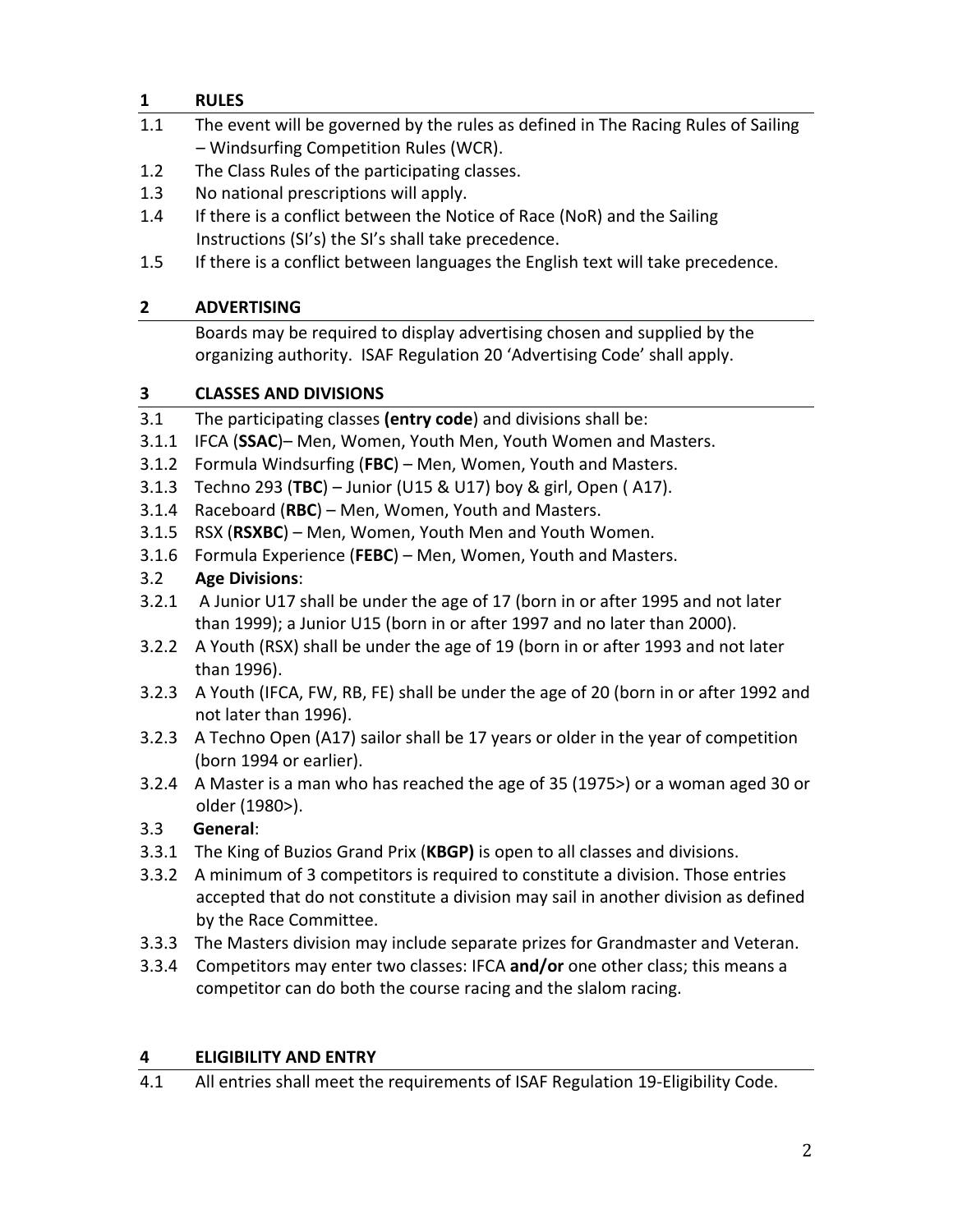## 1 RULES

1.1 The event will be governed by the rules as defined in The Racing Rules of Sailing – Windsurfing Competition Rules (WCR).

1.2 The Class Rules of the participating classes.

1.3 No national prescriptions will apply.

1.4 If there is a conflict between the Notice of Race (NoR) and the Sailing Instructions (SI's) the SI's shall take precedence.

1.5 If there is a conflict between languages the English text will take precedence.

## 2 ADVERTISING

Boards may be required to display advertising chosen and supplied by the organizing authority. ISAF Regulation 20 'Advertising Code' shall apply.

## 3 CLASSES AND DIVISIONS

3.1 The participating classes **(entry code**) and divisions shall be:

3.1.1 IFCA (**SSAC**)– Men, Women, Youth Men, Youth Women and Masters.

3.1.2 Formula Windsurfing (**FBC**) – Men, Women, Youth and Masters.

3.1.3 Techno 293 (**TBC**) – Junior (U15 & U17) boy & girl, Open ( A17).

3.1.4 Raceboard (**RBC**) – Men, Women, Youth and Masters.

3.1.5 RSX (**RSXBC**) – Men, Women, Youth Men and Youth Women.

3.1.6 Formula Experience (**FEBC**) – Men, Women, Youth and Masters.

3.2 **Age Divisions**:

3.2.1 A Junior U17 shall be under the age of 17 (born in or after 1995 and not later than 1999); a Junior U15 (born in or after 1997 and no later than 2000).

3.2.2 A Youth (RSX) shall be under the age of 19 (born in or after 1993 and not later than 1996).

3.2.3 A Youth (IFCA, FW, RB, FE) shall be under the age of 20 (born in or after 1992 and not later than 1996).

3.2.3 A Techno Open (A17) sailor shall be 17 years or older in the year of competition (born 1994 or earlier).

3.2.4 A Master is a man who has reached the age of 35 (1975>) or a woman aged 30 or older (1980>).

3.3 **General**:

3.3.1 The King of Buzios Grand Prix (**KBGP)** is open to all classes and divisions.

3.3.2 A minimum of 3 competitors is required to constitute a division. Those entries accepted that do not constitute a division may sail in another division as defined by the Race Committee.

3.3.3 The Masters division may include separate prizes for Grandmaster and Veteran.

3.3.4 Competitors may enter two classes: IFCA **and/or** one other class; this means a competitor can do both the course racing and the slalom racing.

## 4 ELIGIBILITY AND ENTRY

4.1 All entries shall meet the requirements of ISAF Regulation 19-Eligibility Code.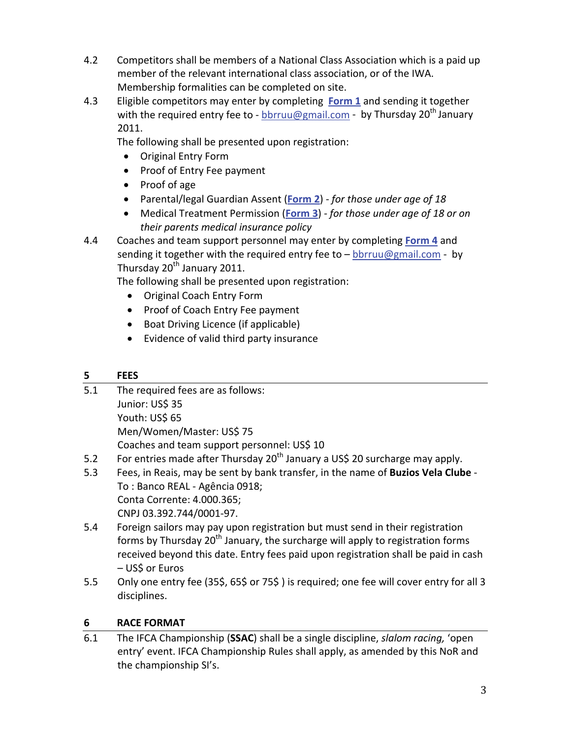4.2 Competitors shall be members of a National Class Association which is a paid up member of the relevant international class association, or of the IWA. Membership formalities can be completed on site.

4.3 Eligible competitors may enter by completing **Form 1** and sending it together with the required entry fee to - bbrruu@gmail.com - by Thursday 20th January 2011.

The following shall be presented upon registration:

- Original Entry Form
- Proof of Entry Fee payment
- Proof of age
- Parental/legal Guardian Assent (**Form 2**) - *for those under age of 18*
- Medical Treatment Permission (**Form 3**) - *for those under age of 18 or on their parents medical insurance policy*

4.4 Coaches and team support personnel may enter by completing **Form 4** and sending it together with the required entry fee to – bbrruu@gmail.com - by Thursday 20th January 2011.

The following shall be presented upon registration:

- Original Coach Entry Form
- Proof of Coach Entry Fee payment
- Boat Driving Licence (if applicable)
- Evidence of valid third party insurance

## 5 FEES

5.1 The required fees are as follows:
Junior: US$ 35
Youth: US$ 65
Men/Women/Master: US$ 75
Coaches and team support personnel: US$ 10

5.2 For entries made after Thursday 20th January a US$ 20 surcharge may apply.

5.3 Fees, in Reais, may be sent by bank transfer, in the name of **Buzios Vela Clube** - To : Banco REAL - Agência 0918;
Conta Corrente: 4.000.365;
CNPJ 03.392.744/0001-97.

5.4 Foreign sailors may pay upon registration but must send in their registration forms by Thursday 20th January, the surcharge will apply to registration forms received beyond this date. Entry fees paid upon registration shall be paid in cash – US$ or Euros

5.5 Only one entry fee (35$, 65$ or 75$ ) is required; one fee will cover entry for all 3 disciplines.

## 6 RACE FORMAT

6.1 The IFCA Championship (**SSAC**) shall be a single discipline, *slalom racing,* 'open entry' event. IFCA Championship Rules shall apply, as amended by this NoR and the championship SI's.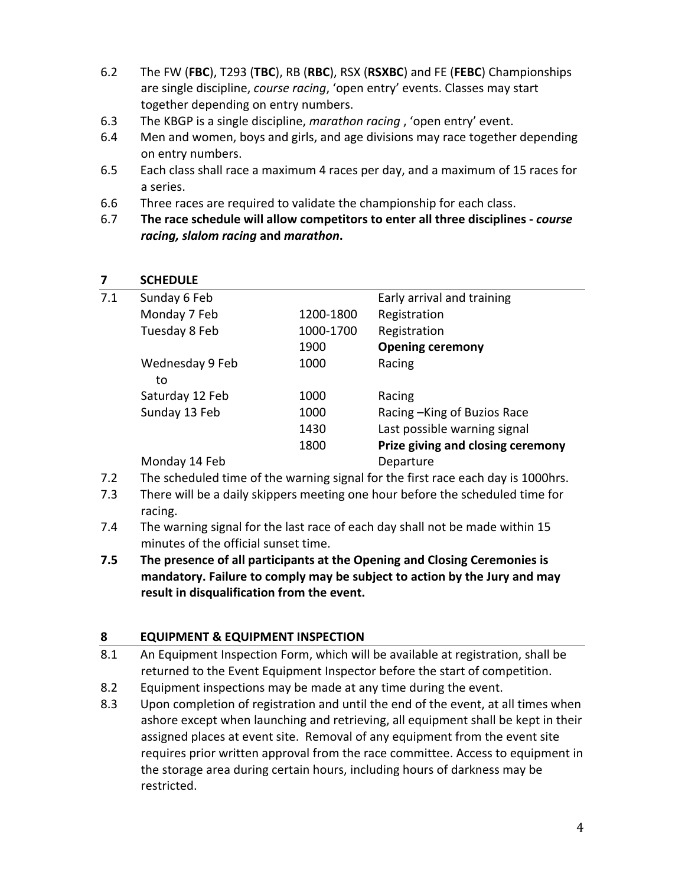6.2 The FW (**FBC**), T293 (**TBC**), RB (**RBC**), RSX (**RSXBC**) and FE (**FEBC**) Championships are single discipline, *course racing*, 'open entry' events. Classes may start together depending on entry numbers.

6.3 The KBGP is a single discipline, *marathon racing* , 'open entry' event.

6.4 Men and women, boys and girls, and age divisions may race together depending on entry numbers.

6.5 Each class shall race a maximum 4 races per day, and a maximum of 15 races for a series.

6.6 Three races are required to validate the championship for each class.

6.7 **The race schedule will allow competitors to enter all three disciplines - *course racing, slalom racing* and *marathon*.**

## 7 SCHEDULE

| 7.1 | Sunday 6 Feb | | Early arrival and training |
|---|---|---|---|
| | Monday 7 Feb | 1200-1800 | Registration |
| | Tuesday 8 Feb | 1000-1700 | Registration |
| | | 1900 | **Opening ceremony** |
| | Wednesday 9 Feb to | 1000 | Racing |
| | Saturday 12 Feb | 1000 | Racing |
| | Sunday 13 Feb | 1000 | Racing –King of Buzios Race |
| | | 1430 | Last possible warning signal |
| | | 1800 | **Prize giving and closing ceremony** |
| | Monday 14 Feb | | Departure |

7.2 The scheduled time of the warning signal for the first race each day is 1000hrs.

7.3 There will be a daily skippers meeting one hour before the scheduled time for racing.

7.4 The warning signal for the last race of each day shall not be made within 15 minutes of the official sunset time.

**7.5 The presence of all participants at the Opening and Closing Ceremonies is mandatory. Failure to comply may be subject to action by the Jury and may result in disqualification from the event.**

## 8 EQUIPMENT & EQUIPMENT INSPECTION

8.1 An Equipment Inspection Form, which will be available at registration, shall be returned to the Event Equipment Inspector before the start of competition.

8.2 Equipment inspections may be made at any time during the event.

8.3 Upon completion of registration and until the end of the event, at all times when ashore except when launching and retrieving, all equipment shall be kept in their assigned places at event site. Removal of any equipment from the event site requires prior written approval from the race committee. Access to equipment in the storage area during certain hours, including hours of darkness may be restricted.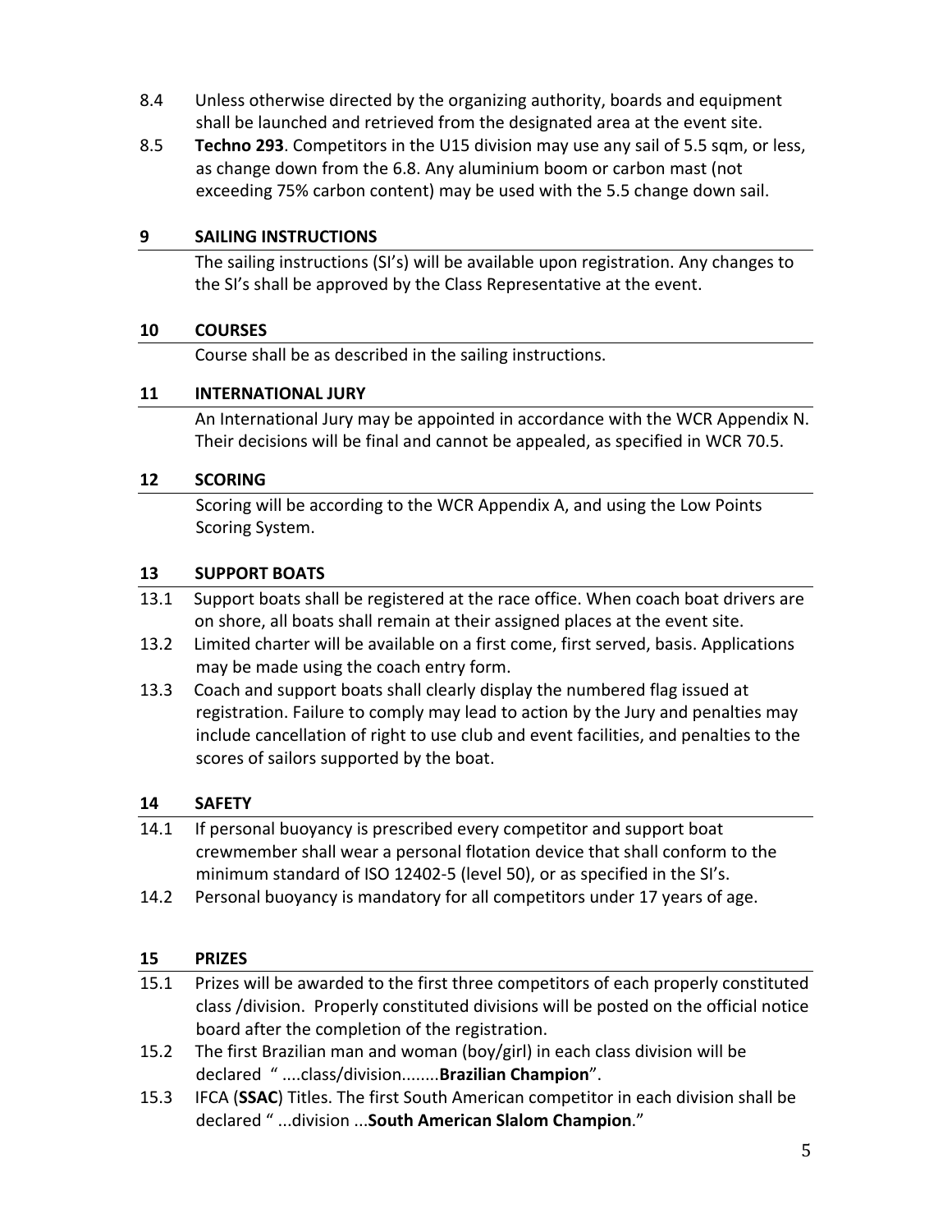8.4 Unless otherwise directed by the organizing authority, boards and equipment shall be launched and retrieved from the designated area at the event site.

8.5 **Techno 293**. Competitors in the U15 division may use any sail of 5.5 sqm, or less, as change down from the 6.8. Any aluminium boom or carbon mast (not exceeding 75% carbon content) may be used with the 5.5 change down sail.

## 9 SAILING INSTRUCTIONS

The sailing instructions (SI's) will be available upon registration. Any changes to the SI's shall be approved by the Class Representative at the event.

## 10 COURSES

Course shall be as described in the sailing instructions.

## 11 INTERNATIONAL JURY

An International Jury may be appointed in accordance with the WCR Appendix N. Their decisions will be final and cannot be appealed, as specified in WCR 70.5.

## 12 SCORING

Scoring will be according to the WCR Appendix A, and using the Low Points Scoring System.

## 13 SUPPORT BOATS

13.1 Support boats shall be registered at the race office. When coach boat drivers are on shore, all boats shall remain at their assigned places at the event site.

13.2 Limited charter will be available on a first come, first served, basis. Applications may be made using the coach entry form.

13.3 Coach and support boats shall clearly display the numbered flag issued at registration. Failure to comply may lead to action by the Jury and penalties may include cancellation of right to use club and event facilities, and penalties to the scores of sailors supported by the boat.

## 14 SAFETY

14.1 If personal buoyancy is prescribed every competitor and support boat crewmember shall wear a personal flotation device that shall conform to the minimum standard of ISO 12402-5 (level 50), or as specified in the SI's.

14.2 Personal buoyancy is mandatory for all competitors under 17 years of age.

## 15 PRIZES

15.1 Prizes will be awarded to the first three competitors of each properly constituted class /division. Properly constituted divisions will be posted on the official notice board after the completion of the registration.

15.2 The first Brazilian man and woman (boy/girl) in each class division will be declared " ....class/division........**Brazilian Champion**".

15.3 IFCA (**SSAC**) Titles. The first South American competitor in each division shall be declared " ...division ...**South American Slalom Champion**."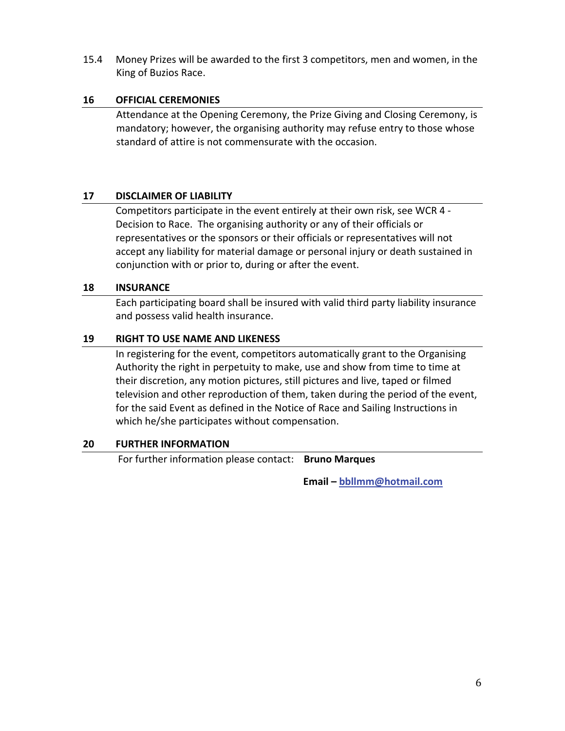15.4 Money Prizes will be awarded to the first 3 competitors, men and women, in the King of Buzios Race.

## 16 OFFICIAL CEREMONIES

Attendance at the Opening Ceremony, the Prize Giving and Closing Ceremony, is mandatory; however, the organising authority may refuse entry to those whose standard of attire is not commensurate with the occasion.

## 17 DISCLAIMER OF LIABILITY

Competitors participate in the event entirely at their own risk, see WCR 4 - Decision to Race. The organising authority or any of their officials or representatives or the sponsors or their officials or representatives will not accept any liability for material damage or personal injury or death sustained in conjunction with or prior to, during or after the event.

## 18 INSURANCE

Each participating board shall be insured with valid third party liability insurance and possess valid health insurance.

## 19 RIGHT TO USE NAME AND LIKENESS

In registering for the event, competitors automatically grant to the Organising Authority the right in perpetuity to make, use and show from time to time at their discretion, any motion pictures, still pictures and live, taped or filmed television and other reproduction of them, taken during the period of the event, for the said Event as defined in the Notice of Race and Sailing Instructions in which he/she participates without compensation.

## 20 FURTHER INFORMATION

For further information please contact: **Bruno Marques**

**Email – bbllmm@hotmail.com**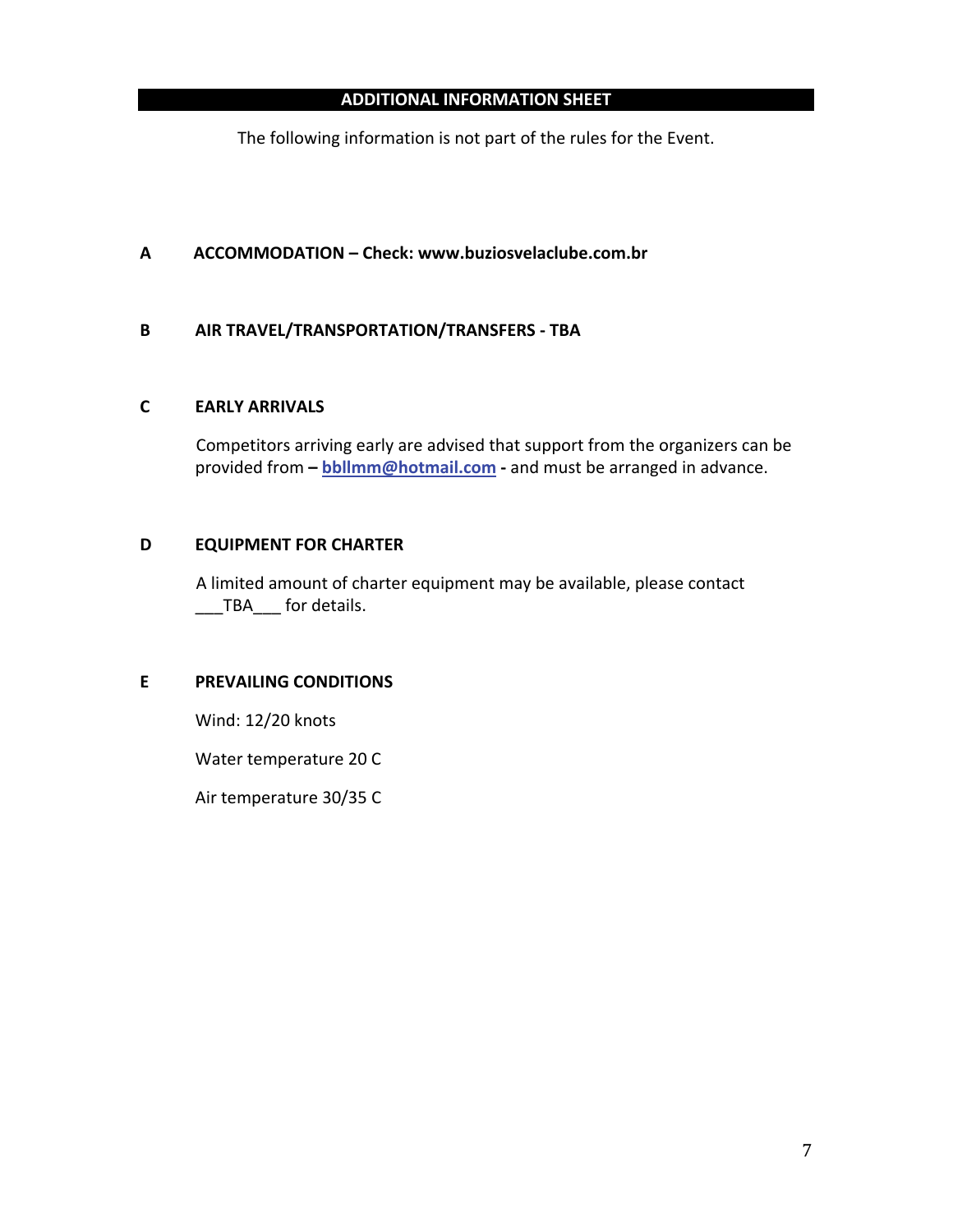## ADDITIONAL INFORMATION SHEET

The following information is not part of the rules for the Event.

**A ACCOMMODATION – Check: www.buziosvelaclube.com.br**

**B AIR TRAVEL/TRANSPORTATION/TRANSFERS - TBA**

**C EARLY ARRIVALS**

Competitors arriving early are advised that support from the organizers can be provided from **–** **bbllmm@hotmail.com** **-** and must be arranged in advance.

**D EQUIPMENT FOR CHARTER**

A limited amount of charter equipment may be available, please contact ___TBA___ for details.

**E PREVAILING CONDITIONS**

Wind: 12/20 knots

Water temperature 20 C

Air temperature 30/35 C